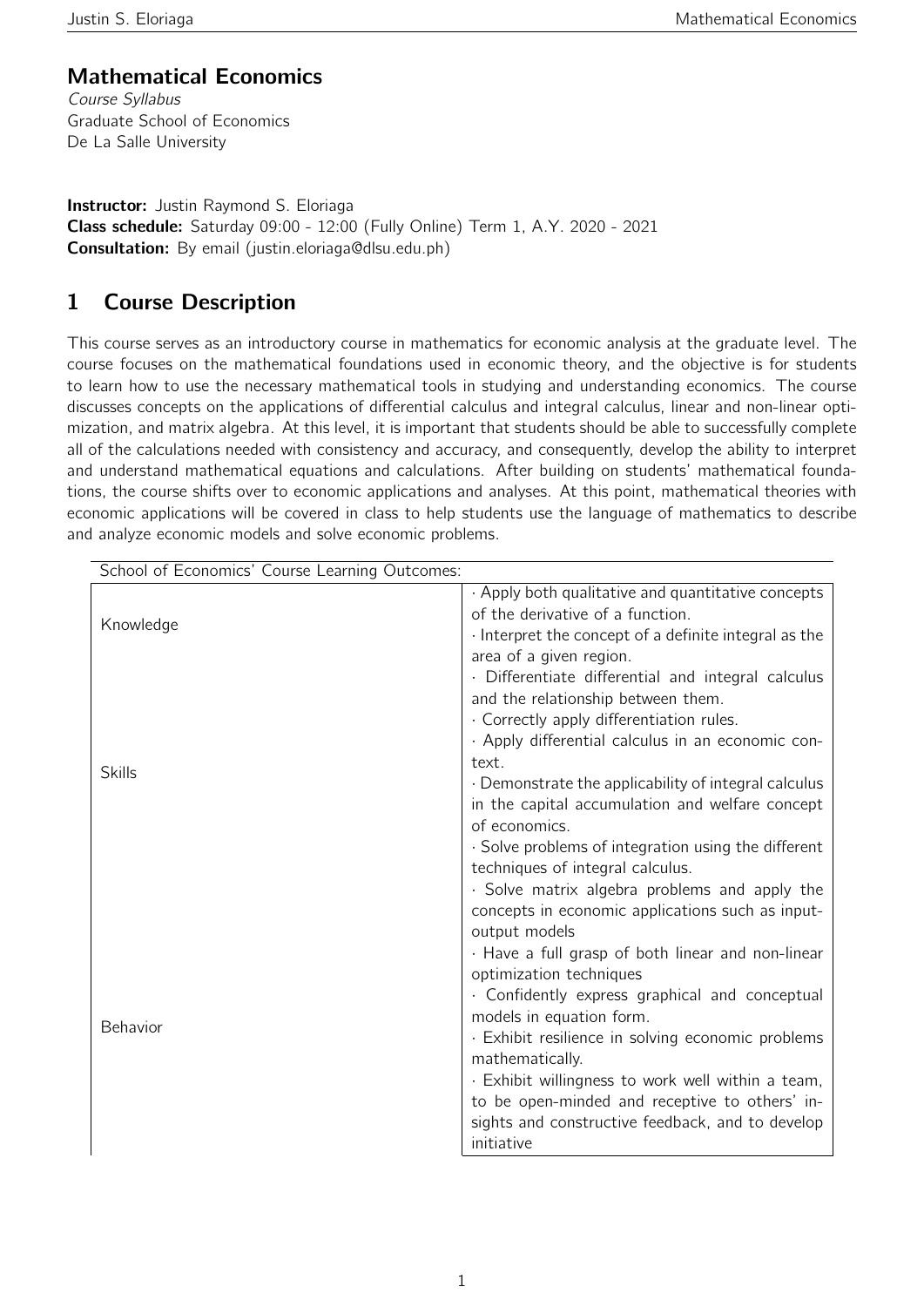# Mathematical Economics

*Course Syllabus*
Graduate School of Economics
De La Salle University

**Instructor:** Justin Raymond S. Eloriaga
**Class schedule:** Saturday 09:00 - 12:00 (Fully Online) Term 1, A.Y. 2020 - 2021
**Consultation:** By email (justin.eloriaga@dlsu.edu.ph)

## 1 Course Description

This course serves as an introductory course in mathematics for economic analysis at the graduate level. The course focuses on the mathematical foundations used in economic theory, and the objective is for students to learn how to use the necessary mathematical tools in studying and understanding economics. The course discusses concepts on the applications of differential calculus and integral calculus, linear and non-linear optimization, and matrix algebra. At this level, it is important that students should be able to successfully complete all of the calculations needed with consistency and accuracy, and consequently, develop the ability to interpret and understand mathematical equations and calculations. After building on students' mathematical foundations, the course shifts over to economic applications and analyses. At this point, mathematical theories with economic applications will be covered in class to help students use the language of mathematics to describe and analyze economic models and solve economic problems.

| School of Economics' Course Learning Outcomes: | |
|---|---|
| Knowledge | · Apply both qualitative and quantitative concepts of the derivative of a function.<br>· Interpret the concept of a definite integral as the area of a given region.<br>· Differentiate differential and integral calculus and the relationship between them. |
| Skills | · Correctly apply differentiation rules.<br>· Apply differential calculus in an economic context.<br>· Demonstrate the applicability of integral calculus in the capital accumulation and welfare concept of economics.<br>· Solve problems of integration using the different techniques of integral calculus.<br>· Solve matrix algebra problems and apply the concepts in economic applications such as input-output models<br>· Have a full grasp of both linear and non-linear optimization techniques |
| Behavior | · Confidently express graphical and conceptual models in equation form.<br>· Exhibit resilience in solving economic problems mathematically.<br>· Exhibit willingness to work well within a team, to be open-minded and receptive to others' insights and constructive feedback, and to develop initiative |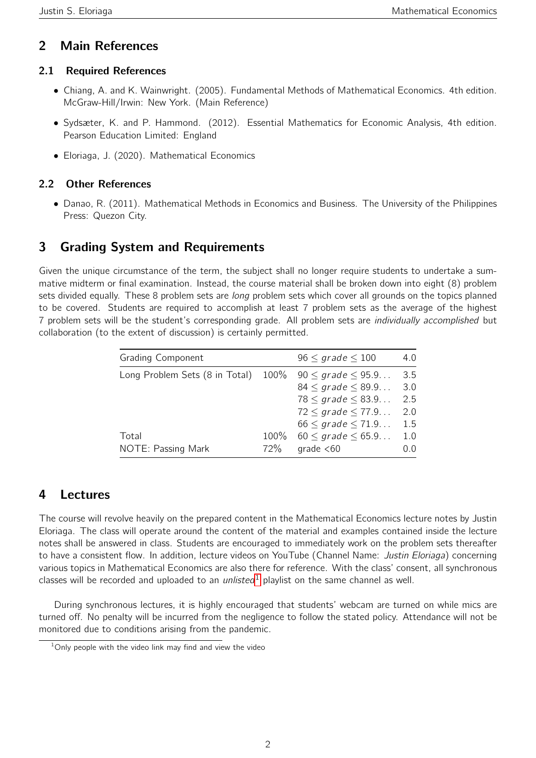## 2 Main References

### 2.1 Required References

- Chiang, A. and K. Wainwright. (2005). Fundamental Methods of Mathematical Economics. 4th edition. McGraw-Hill/Irwin: New York. (Main Reference)
- Sydsæter, K. and P. Hammond. (2012). Essential Mathematics for Economic Analysis, 4th edition. Pearson Education Limited: England
- Eloriaga, J. (2020). Mathematical Economics

### 2.2 Other References

- Danao, R. (2011). Mathematical Methods in Economics and Business. The University of the Philippines Press: Quezon City.

## 3 Grading System and Requirements

Given the unique circumstance of the term, the subject shall no longer require students to undertake a summative midterm or final examination. Instead, the course material shall be broken down into eight (8) problem sets divided equally. These 8 problem sets are *long* problem sets which cover all grounds on the topics planned to be covered. Students are required to accomplish at least 7 problem sets as the average of the highest 7 problem sets will be the student's corresponding grade. All problem sets are *individually accomplished* but collaboration (to the extent of discussion) is certainly permitted.

| Grading Component | | $96 \leq grade \leq 100$ | 4.0 |
|---|---|---|---|
| Long Problem Sets (8 in Total) | 100% | $90 \leq grade \leq 95.9\ldots$ | 3.5 |
| | | $84 \leq grade \leq 89.9\ldots$ | 3.0 |
| | | $78 \leq grade \leq 83.9\ldots$ | 2.5 |
| | | $72 \leq grade \leq 77.9\ldots$ | 2.0 |
| | | $66 \leq grade \leq 71.9\ldots$ | 1.5 |
| Total | 100% | $60 \leq grade \leq 65.9\ldots$ | 1.0 |
| NOTE: Passing Mark | 72% | grade <60 | 0.0 |

## 4 Lectures

The course will revolve heavily on the prepared content in the Mathematical Economics lecture notes by Justin Eloriaga. The class will operate around the content of the material and examples contained inside the lecture notes shall be answered in class. Students are encouraged to immediately work on the problem sets thereafter to have a consistent flow. In addition, lecture videos on YouTube (Channel Name: *Justin Eloriaga*) concerning various topics in Mathematical Economics are also there for reference. With the class' consent, all synchronous classes will be recorded and uploaded to an *unlisted*[1] playlist on the same channel as well.

During synchronous lectures, it is highly encouraged that students' webcam are turned on while mics are turned off. No penalty will be incurred from the negligence to follow the stated policy. Attendance will not be monitored due to conditions arising from the pandemic.

[1] Only people with the video link may find and view the video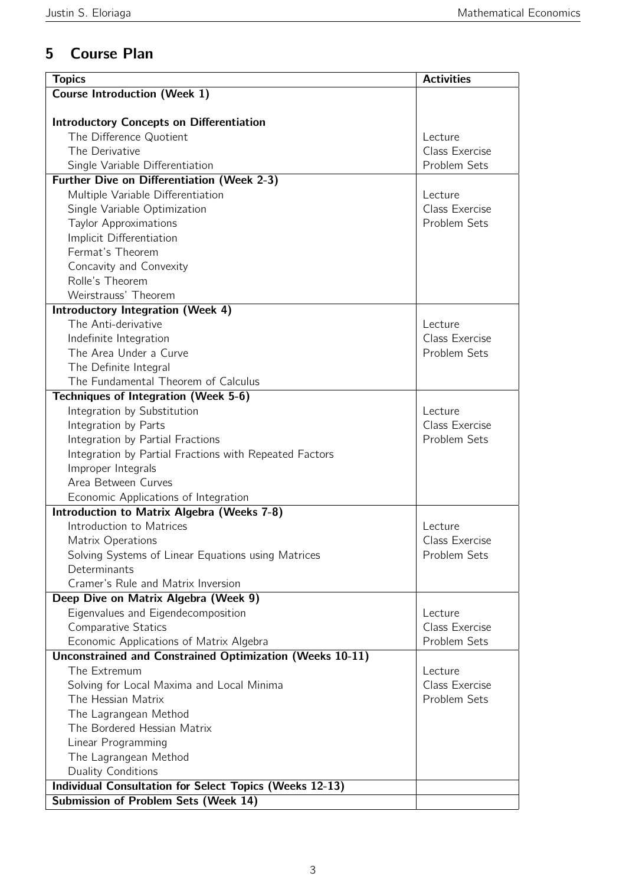## 5 Course Plan

| Topics | Activities |
|---|---|
| **Course Introduction (Week 1)** | |
| | |
| **Introductory Concepts on Differentiation** | |
| The Difference Quotient | Lecture |
| The Derivative | Class Exercise |
| Single Variable Differentiation | Problem Sets |
| **Further Dive on Differentiation (Week 2-3)** | |
| Multiple Variable Differentiation | Lecture |
| Single Variable Optimization | Class Exercise |
| Taylor Approximations | Problem Sets |
| Implicit Differentiation | |
| Fermat's Theorem | |
| Concavity and Convexity | |
| Rolle's Theorem | |
| Weirstrauss' Theorem | |
| **Introductory Integration (Week 4)** | |
| The Anti-derivative | Lecture |
| Indefinite Integration | Class Exercise |
| The Area Under a Curve | Problem Sets |
| The Definite Integral | |
| The Fundamental Theorem of Calculus | |
| **Techniques of Integration (Week 5-6)** | |
| Integration by Substitution | Lecture |
| Integration by Parts | Class Exercise |
| Integration by Partial Fractions | Problem Sets |
| Integration by Partial Fractions with Repeated Factors | |
| Improper Integrals | |
| Area Between Curves | |
| Economic Applications of Integration | |
| **Introduction to Matrix Algebra (Weeks 7-8)** | |
| Introduction to Matrices | Lecture |
| Matrix Operations | Class Exercise |
| Solving Systems of Linear Equations using Matrices | Problem Sets |
| Determinants | |
| Cramer's Rule and Matrix Inversion | |
| **Deep Dive on Matrix Algebra (Week 9)** | |
| Eigenvalues and Eigendecomposition | Lecture |
| Comparative Statics | Class Exercise |
| Economic Applications of Matrix Algebra | Problem Sets |
| **Unconstrained and Constrained Optimization (Weeks 10-11)** | |
| The Extremum | Lecture |
| Solving for Local Maxima and Local Minima | Class Exercise |
| The Hessian Matrix | Problem Sets |
| The Lagrangean Method | |
| The Bordered Hessian Matrix | |
| Linear Programming | |
| The Lagrangean Method | |
| Duality Conditions | |
| **Individual Consultation for Select Topics (Weeks 12-13)** | |
| **Submission of Problem Sets (Week 14)** | |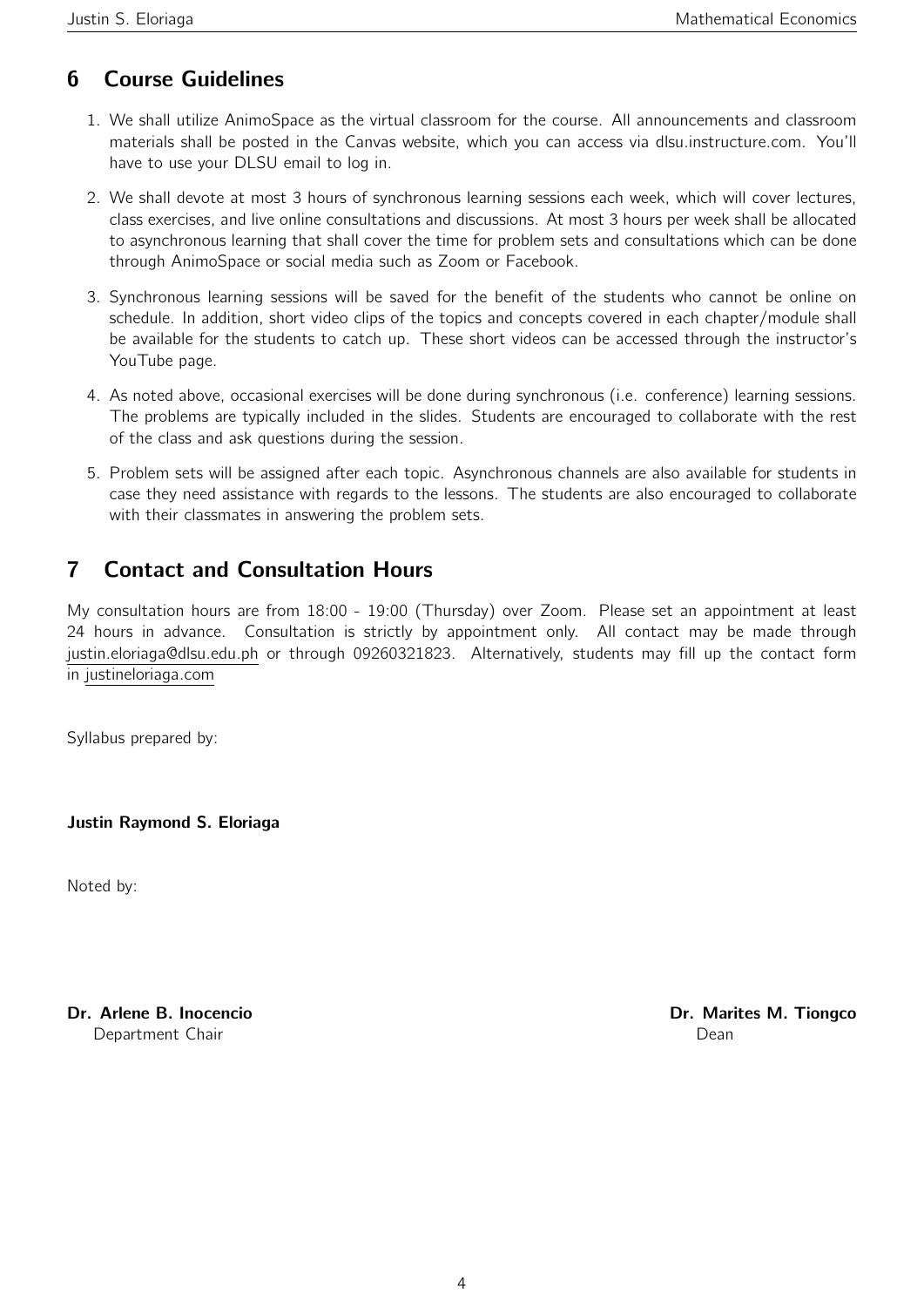## 6 Course Guidelines

1. We shall utilize AnimoSpace as the virtual classroom for the course. All announcements and classroom materials shall be posted in the Canvas website, which you can access via dlsu.instructure.com. You'll have to use your DLSU email to log in.
2. We shall devote at most 3 hours of synchronous learning sessions each week, which will cover lectures, class exercises, and live online consultations and discussions. At most 3 hours per week shall be allocated to asynchronous learning that shall cover the time for problem sets and consultations which can be done through AnimoSpace or social media such as Zoom or Facebook.
3. Synchronous learning sessions will be saved for the benefit of the students who cannot be online on schedule. In addition, short video clips of the topics and concepts covered in each chapter/module shall be available for the students to catch up. These short videos can be accessed through the instructor's YouTube page.
4. As noted above, occasional exercises will be done during synchronous (i.e. conference) learning sessions. The problems are typically included in the slides. Students are encouraged to collaborate with the rest of the class and ask questions during the session.
5. Problem sets will be assigned after each topic. Asynchronous channels are also available for students in case they need assistance with regards to the lessons. The students are also encouraged to collaborate with their classmates in answering the problem sets.

## 7 Contact and Consultation Hours

My consultation hours are from 18:00 - 19:00 (Thursday) over Zoom. Please set an appointment at least 24 hours in advance. Consultation is strictly by appointment only. All contact may be made through justin.eloriaga@dlsu.edu.ph or through 09260321823. Alternatively, students may fill up the contact form in justineloriaga.com

Syllabus prepared by:

**Justin Raymond S. Eloriaga**

Noted by:

**Dr. Arlene B. Inocencio**
Department Chair

**Dr. Marites M. Tiongco**
Dean